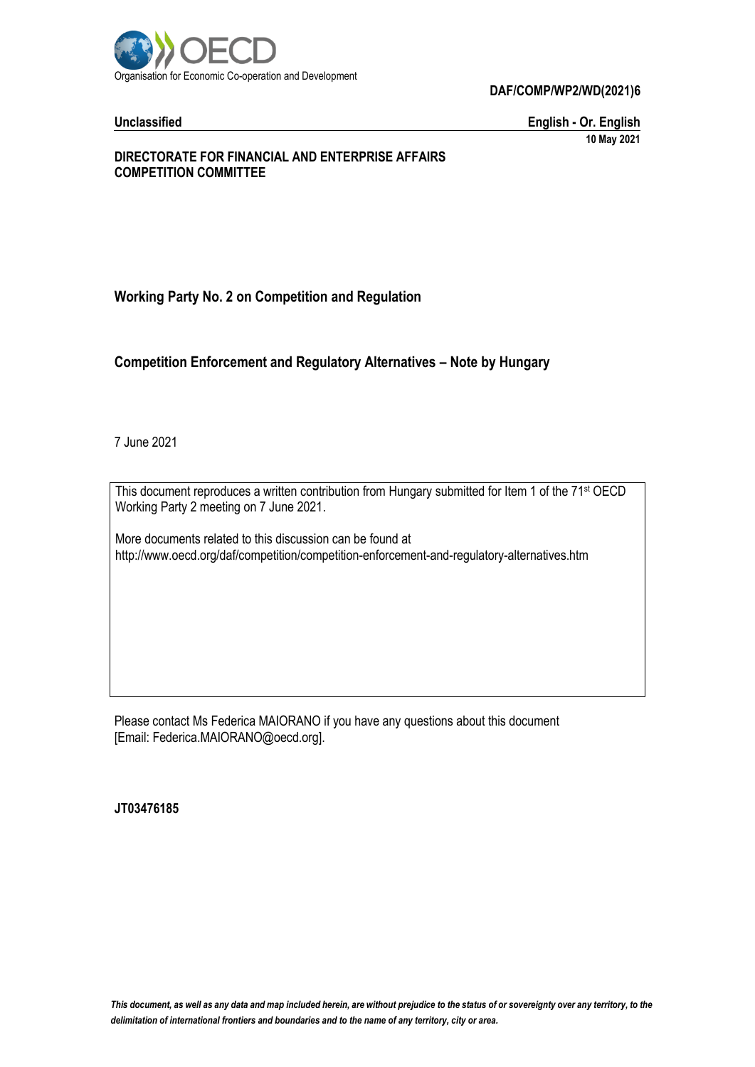Organisation for Economic Co-operation and Development

**DAF/COMP/WP2/WD(2021)6**

**Unclassified** **English - Or. English**

**10 May 2021**

**DIRECTORATE FOR FINANCIAL AND ENTERPRISE AFFAIRS**
**COMPETITION COMMITTEE**

## Working Party No. 2 on Competition and Regulation

## Competition Enforcement and Regulatory Alternatives – Note by Hungary

7 June 2021

This document reproduces a written contribution from Hungary submitted for Item 1 of the 71st OECD Working Party 2 meeting on 7 June 2021.

More documents related to this discussion can be found at
http://www.oecd.org/daf/competition/competition-enforcement-and-regulatory-alternatives.htm

Please contact Ms Federica MAIORANO if you have any questions about this document
[Email: Federica.MAIORANO@oecd.org].

**JT03476185**

***This document, as well as any data and map included herein, are without prejudice to the status of or sovereignty over any territory, to the delimitation of international frontiers and boundaries and to the name of any territory, city or area.***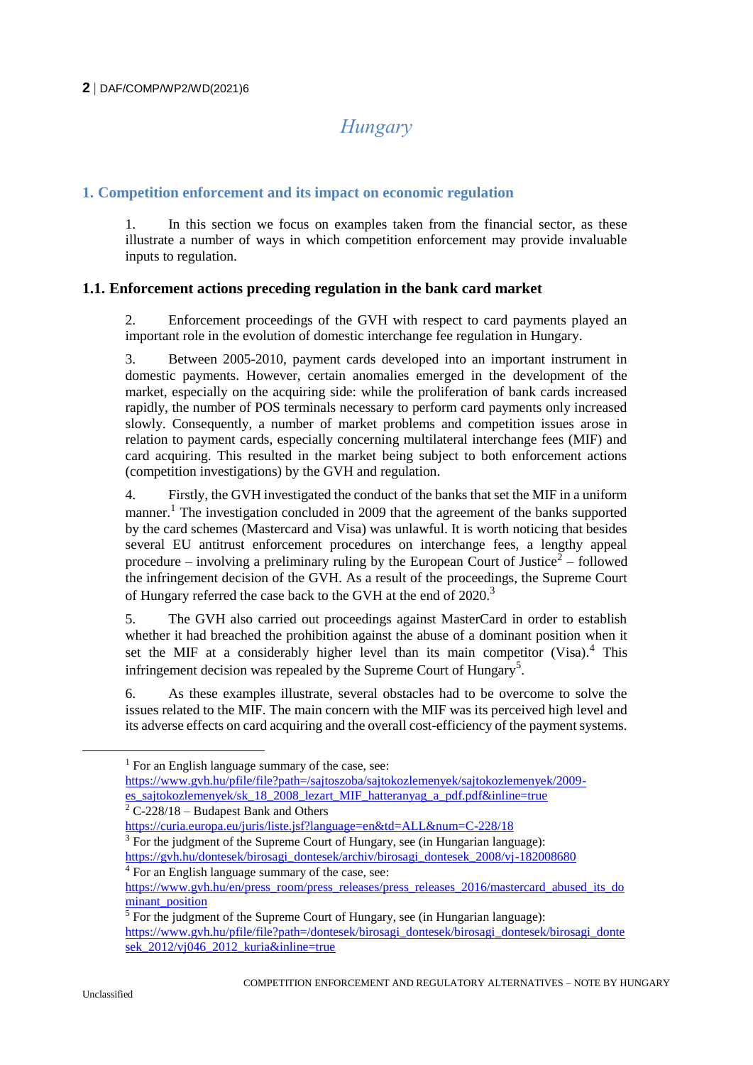# Hungary

## 1. Competition enforcement and its impact on economic regulation

1. In this section we focus on examples taken from the financial sector, as these illustrate a number of ways in which competition enforcement may provide invaluable inputs to regulation.

### 1.1. Enforcement actions preceding regulation in the bank card market

2. Enforcement proceedings of the GVH with respect to card payments played an important role in the evolution of domestic interchange fee regulation in Hungary.

3. Between 2005-2010, payment cards developed into an important instrument in domestic payments. However, certain anomalies emerged in the development of the market, especially on the acquiring side: while the proliferation of bank cards increased rapidly, the number of POS terminals necessary to perform card payments only increased slowly. Consequently, a number of market problems and competition issues arose in relation to payment cards, especially concerning multilateral interchange fees (MIF) and card acquiring. This resulted in the market being subject to both enforcement actions (competition investigations) by the GVH and regulation.

4. Firstly, the GVH investigated the conduct of the banks that set the MIF in a uniform manner.[1] The investigation concluded in 2009 that the agreement of the banks supported by the card schemes (Mastercard and Visa) was unlawful. It is worth noticing that besides several EU antitrust enforcement procedures on interchange fees, a lengthy appeal procedure – involving a preliminary ruling by the European Court of Justice[2] – followed the infringement decision of the GVH. As a result of the proceedings, the Supreme Court of Hungary referred the case back to the GVH at the end of 2020.[3]

5. The GVH also carried out proceedings against MasterCard in order to establish whether it had breached the prohibition against the abuse of a dominant position when it set the MIF at a considerably higher level than its main competitor (Visa).[4] This infringement decision was repealed by the Supreme Court of Hungary[5].

6. As these examples illustrate, several obstacles had to be overcome to solve the issues related to the MIF. The main concern with the MIF was its perceived high level and its adverse effects on card acquiring and the overall cost-efficiency of the payment systems.

---

[1] For an English language summary of the case, see: https://www.gvh.hu/pfile/file?path=/sajtoszoba/sajtokozlemenyek/sajtokozlemenyek/2009-es_sajtokozlemenyek/sk_18_2008_lezart_MIF_hatteranyag_a_pdf.pdf&inline=true

[2] C-228/18 – Budapest Bank and Others https://curia.europa.eu/juris/liste.jsf?language=en&td=ALL&num=C-228/18

[3] For the judgment of the Supreme Court of Hungary, see (in Hungarian language): https://gvh.hu/dontesek/birosagi_dontesek/archiv/birosagi_dontesek_2008/vj-182008680

[4] For an English language summary of the case, see: https://www.gvh.hu/en/press_room/press_releases/press_releases_2016/mastercard_abused_its_dominant_position

[5] For the judgment of the Supreme Court of Hungary, see (in Hungarian language): https://www.gvh.hu/pfile/file?path=/dontesek/birosagi_dontesek/birosagi_dontesek/birosagi_dontesek_2012/vj046_2012_kuria&inline=true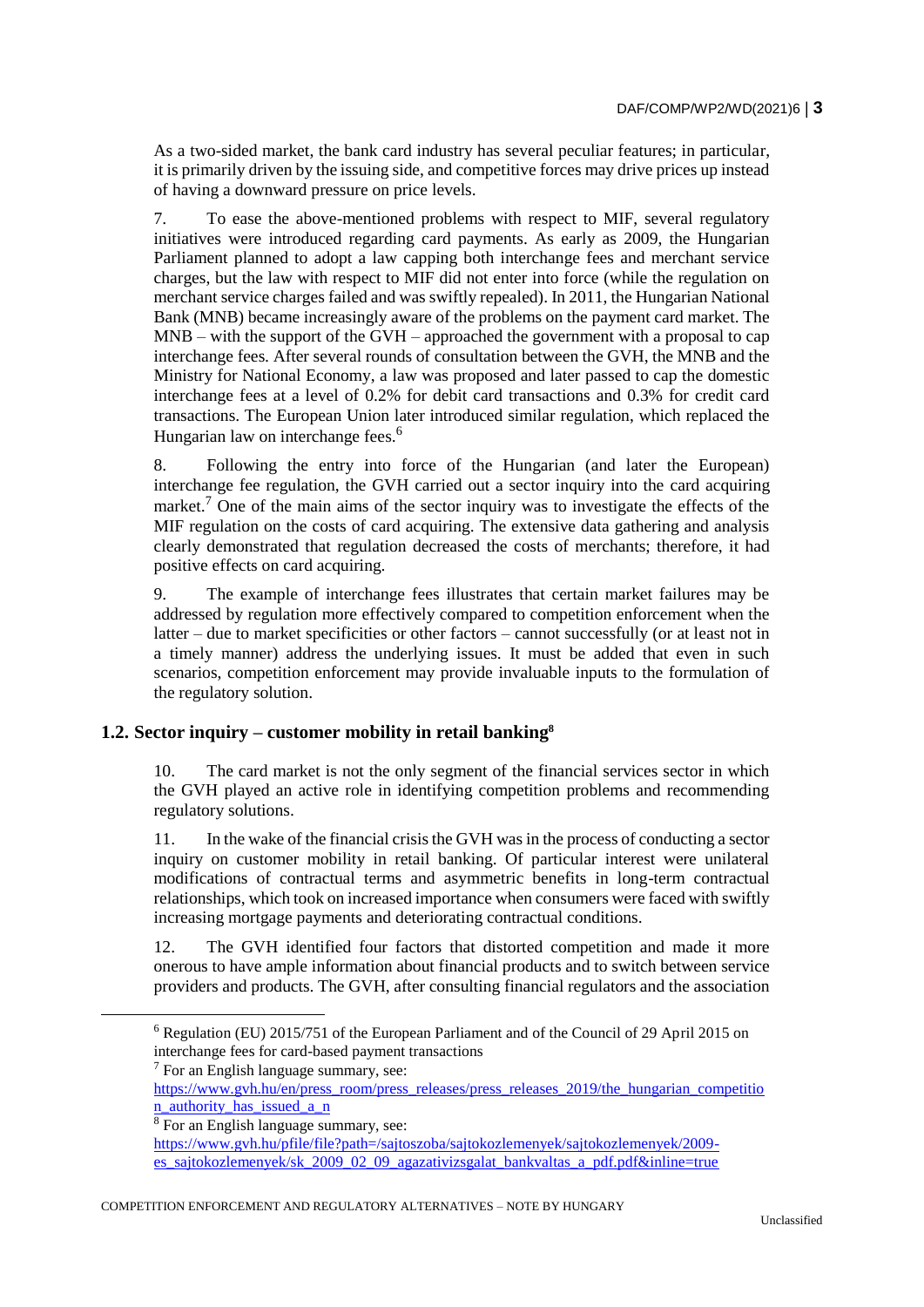As a two-sided market, the bank card industry has several peculiar features; in particular, it is primarily driven by the issuing side, and competitive forces may drive prices up instead of having a downward pressure on price levels.

7. To ease the above-mentioned problems with respect to MIF, several regulatory initiatives were introduced regarding card payments. As early as 2009, the Hungarian Parliament planned to adopt a law capping both interchange fees and merchant service charges, but the law with respect to MIF did not enter into force (while the regulation on merchant service charges failed and was swiftly repealed). In 2011, the Hungarian National Bank (MNB) became increasingly aware of the problems on the payment card market. The MNB – with the support of the GVH – approached the government with a proposal to cap interchange fees. After several rounds of consultation between the GVH, the MNB and the Ministry for National Economy, a law was proposed and later passed to cap the domestic interchange fees at a level of 0.2% for debit card transactions and 0.3% for credit card transactions. The European Union later introduced similar regulation, which replaced the Hungarian law on interchange fees.[6]

8. Following the entry into force of the Hungarian (and later the European) interchange fee regulation, the GVH carried out a sector inquiry into the card acquiring market.[7] One of the main aims of the sector inquiry was to investigate the effects of the MIF regulation on the costs of card acquiring. The extensive data gathering and analysis clearly demonstrated that regulation decreased the costs of merchants; therefore, it had positive effects on card acquiring.

9. The example of interchange fees illustrates that certain market failures may be addressed by regulation more effectively compared to competition enforcement when the latter – due to market specificities or other factors – cannot successfully (or at least not in a timely manner) address the underlying issues. It must be added that even in such scenarios, competition enforcement may provide invaluable inputs to the formulation of the regulatory solution.

## 1.2. Sector inquiry – customer mobility in retail banking[8]

10. The card market is not the only segment of the financial services sector in which the GVH played an active role in identifying competition problems and recommending regulatory solutions.

11. In the wake of the financial crisis the GVH was in the process of conducting a sector inquiry on customer mobility in retail banking. Of particular interest were unilateral modifications of contractual terms and asymmetric benefits in long-term contractual relationships, which took on increased importance when consumers were faced with swiftly increasing mortgage payments and deteriorating contractual conditions.

12. The GVH identified four factors that distorted competition and made it more onerous to have ample information about financial products and to switch between service providers and products. The GVH, after consulting financial regulators and the association

---

[6] Regulation (EU) 2015/751 of the European Parliament and of the Council of 29 April 2015 on interchange fees for card-based payment transactions

[7] For an English language summary, see: https://www.gvh.hu/en/press_room/press_releases/press_releases_2019/the_hungarian_competition_authority_has_issued_a_n

[8] For an English language summary, see: https://www.gvh.hu/pfile/file?path=/sajtoszoba/sajtokozlemenyek/sajtokozlemenyek/2009-es_sajtokozlemenyek/sk_2009_02_09_agazativizsgalat_bankvaltas_a_pdf.pdf&inline=true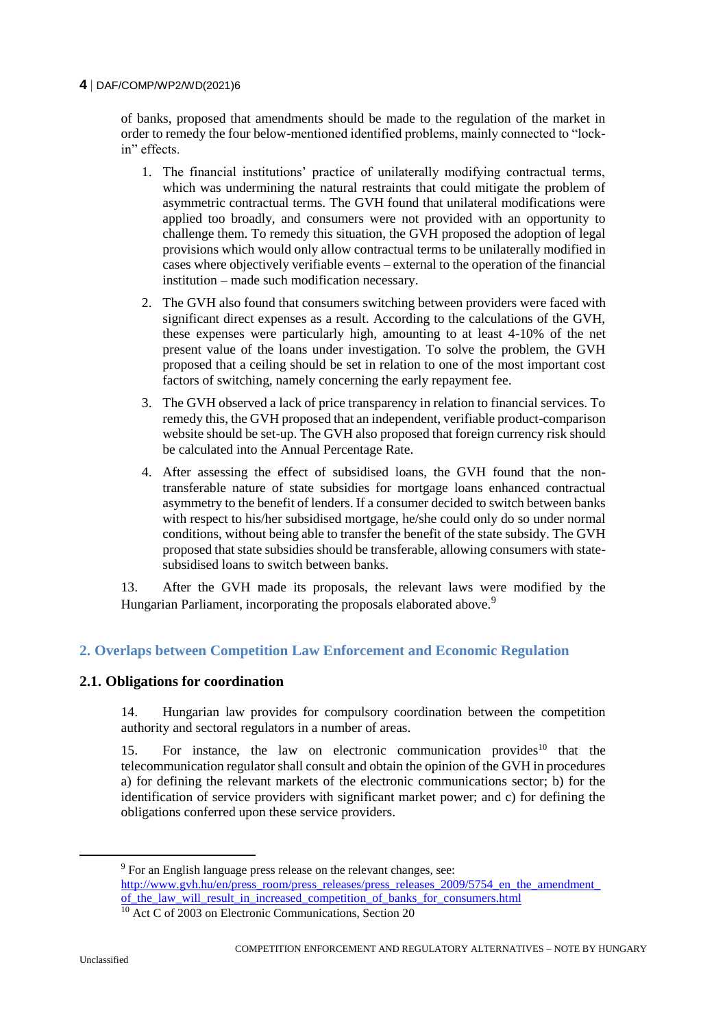of banks, proposed that amendments should be made to the regulation of the market in order to remedy the four below-mentioned identified problems, mainly connected to "lock-in" effects.

1. The financial institutions' practice of unilaterally modifying contractual terms, which was undermining the natural restraints that could mitigate the problem of asymmetric contractual terms. The GVH found that unilateral modifications were applied too broadly, and consumers were not provided with an opportunity to challenge them. To remedy this situation, the GVH proposed the adoption of legal provisions which would only allow contractual terms to be unilaterally modified in cases where objectively verifiable events – external to the operation of the financial institution – made such modification necessary.
2. The GVH also found that consumers switching between providers were faced with significant direct expenses as a result. According to the calculations of the GVH, these expenses were particularly high, amounting to at least 4-10% of the net present value of the loans under investigation. To solve the problem, the GVH proposed that a ceiling should be set in relation to one of the most important cost factors of switching, namely concerning the early repayment fee.
3. The GVH observed a lack of price transparency in relation to financial services. To remedy this, the GVH proposed that an independent, verifiable product-comparison website should be set-up. The GVH also proposed that foreign currency risk should be calculated into the Annual Percentage Rate.
4. After assessing the effect of subsidised loans, the GVH found that the non-transferable nature of state subsidies for mortgage loans enhanced contractual asymmetry to the benefit of lenders. If a consumer decided to switch between banks with respect to his/her subsidised mortgage, he/she could only do so under normal conditions, without being able to transfer the benefit of the state subsidy. The GVH proposed that state subsidies should be transferable, allowing consumers with state-subsidised loans to switch between banks.

13. After the GVH made its proposals, the relevant laws were modified by the Hungarian Parliament, incorporating the proposals elaborated above.[9]

## 2. Overlaps between Competition Law Enforcement and Economic Regulation

### 2.1. Obligations for coordination

14. Hungarian law provides for compulsory coordination between the competition authority and sectoral regulators in a number of areas.

15. For instance, the law on electronic communication provides[10] that the telecommunication regulator shall consult and obtain the opinion of the GVH in procedures a) for defining the relevant markets of the electronic communications sector; b) for the identification of service providers with significant market power; and c) for defining the obligations conferred upon these service providers.

---

[9] For an English language press release on the relevant changes, see: http://www.gvh.hu/en/press_room/press_releases/press_releases_2009/5754_en_the_amendment_of_the_law_will_result_in_increased_competition_of_banks_for_consumers.html

[10] Act C of 2003 on Electronic Communications, Section 20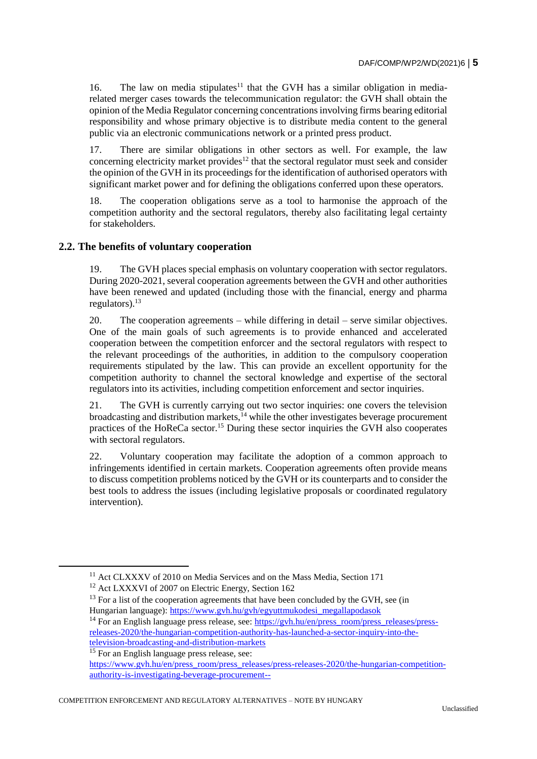16. The law on media stipulates[11] that the GVH has a similar obligation in media-related merger cases towards the telecommunication regulator: the GVH shall obtain the opinion of the Media Regulator concerning concentrations involving firms bearing editorial responsibility and whose primary objective is to distribute media content to the general public via an electronic communications network or a printed press product.

17. There are similar obligations in other sectors as well. For example, the law concerning electricity market provides[12] that the sectoral regulator must seek and consider the opinion of the GVH in its proceedings for the identification of authorised operators with significant market power and for defining the obligations conferred upon these operators.

18. The cooperation obligations serve as a tool to harmonise the approach of the competition authority and the sectoral regulators, thereby also facilitating legal certainty for stakeholders.

## 2.2. The benefits of voluntary cooperation

19. The GVH places special emphasis on voluntary cooperation with sector regulators. During 2020-2021, several cooperation agreements between the GVH and other authorities have been renewed and updated (including those with the financial, energy and pharma regulators).[13]

20. The cooperation agreements – while differing in detail – serve similar objectives. One of the main goals of such agreements is to provide enhanced and accelerated cooperation between the competition enforcer and the sectoral regulators with respect to the relevant proceedings of the authorities, in addition to the compulsory cooperation requirements stipulated by the law. This can provide an excellent opportunity for the competition authority to channel the sectoral knowledge and expertise of the sectoral regulators into its activities, including competition enforcement and sector inquiries.

21. The GVH is currently carrying out two sector inquiries: one covers the television broadcasting and distribution markets,[14] while the other investigates beverage procurement practices of the HoReCa sector.[15] During these sector inquiries the GVH also cooperates with sectoral regulators.

22. Voluntary cooperation may facilitate the adoption of a common approach to infringements identified in certain markets. Cooperation agreements often provide means to discuss competition problems noticed by the GVH or its counterparts and to consider the best tools to address the issues (including legislative proposals or coordinated regulatory intervention).

---

[11] Act CLXXXV of 2010 on Media Services and on the Mass Media, Section 171

[12] Act LXXXVI of 2007 on Electric Energy, Section 162

[13] For a list of the cooperation agreements that have been concluded by the GVH, see (in Hungarian language): https://www.gvh.hu/gvh/egyuttmukodesi_megallapodasok

[14] For an English language press release, see: https://gvh.hu/en/press_room/press_releases/press-releases-2020/the-hungarian-competition-authority-has-launched-a-sector-inquiry-into-the-television-broadcasting-and-distribution-markets

[15] For an English language press release, see: https://www.gvh.hu/en/press_room/press_releases/press-releases-2020/the-hungarian-competition-authority-is-investigating-beverage-procurement--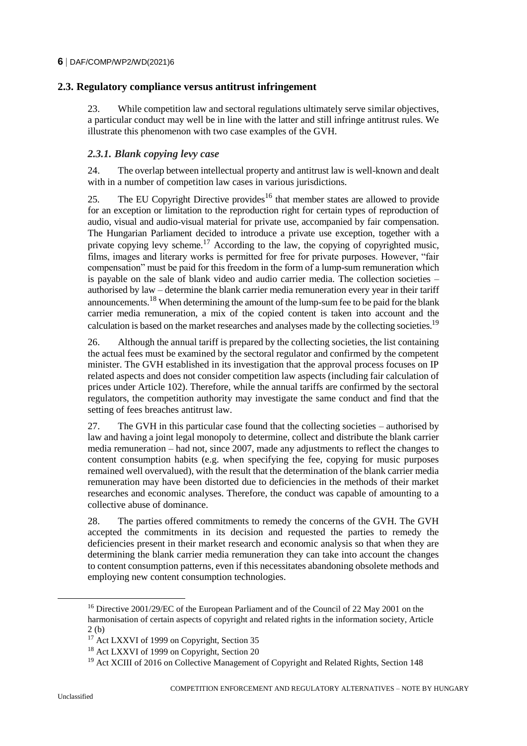## 2.3. Regulatory compliance versus antitrust infringement

23. While competition law and sectoral regulations ultimately serve similar objectives, a particular conduct may well be in line with the latter and still infringe antitrust rules. We illustrate this phenomenon with two case examples of the GVH.

### *2.3.1. Blank copying levy case*

24. The overlap between intellectual property and antitrust law is well-known and dealt with in a number of competition law cases in various jurisdictions.

25. The EU Copyright Directive provides[16] that member states are allowed to provide for an exception or limitation to the reproduction right for certain types of reproduction of audio, visual and audio-visual material for private use, accompanied by fair compensation. The Hungarian Parliament decided to introduce a private use exception, together with a private copying levy scheme.[17] According to the law, the copying of copyrighted music, films, images and literary works is permitted for free for private purposes. However, "fair compensation" must be paid for this freedom in the form of a lump-sum remuneration which is payable on the sale of blank video and audio carrier media. The collection societies – authorised by law – determine the blank carrier media remuneration every year in their tariff announcements.[18] When determining the amount of the lump-sum fee to be paid for the blank carrier media remuneration, a mix of the copied content is taken into account and the calculation is based on the market researches and analyses made by the collecting societies.[19]

26. Although the annual tariff is prepared by the collecting societies, the list containing the actual fees must be examined by the sectoral regulator and confirmed by the competent minister. The GVH established in its investigation that the approval process focuses on IP related aspects and does not consider competition law aspects (including fair calculation of prices under Article 102). Therefore, while the annual tariffs are confirmed by the sectoral regulators, the competition authority may investigate the same conduct and find that the setting of fees breaches antitrust law.

27. The GVH in this particular case found that the collecting societies – authorised by law and having a joint legal monopoly to determine, collect and distribute the blank carrier media remuneration – had not, since 2007, made any adjustments to reflect the changes to content consumption habits (e.g. when specifying the fee, copying for music purposes remained well overvalued), with the result that the determination of the blank carrier media remuneration may have been distorted due to deficiencies in the methods of their market researches and economic analyses. Therefore, the conduct was capable of amounting to a collective abuse of dominance.

28. The parties offered commitments to remedy the concerns of the GVH. The GVH accepted the commitments in its decision and requested the parties to remedy the deficiencies present in their market research and economic analysis so that when they are determining the blank carrier media remuneration they can take into account the changes to content consumption patterns, even if this necessitates abandoning obsolete methods and employing new content consumption technologies.

---

[16] Directive 2001/29/EC of the European Parliament and of the Council of 22 May 2001 on the harmonisation of certain aspects of copyright and related rights in the information society, Article 2 (b)

[17] Act LXXVI of 1999 on Copyright, Section 35

[18] Act LXXVI of 1999 on Copyright, Section 20

[19] Act XCIII of 2016 on Collective Management of Copyright and Related Rights, Section 148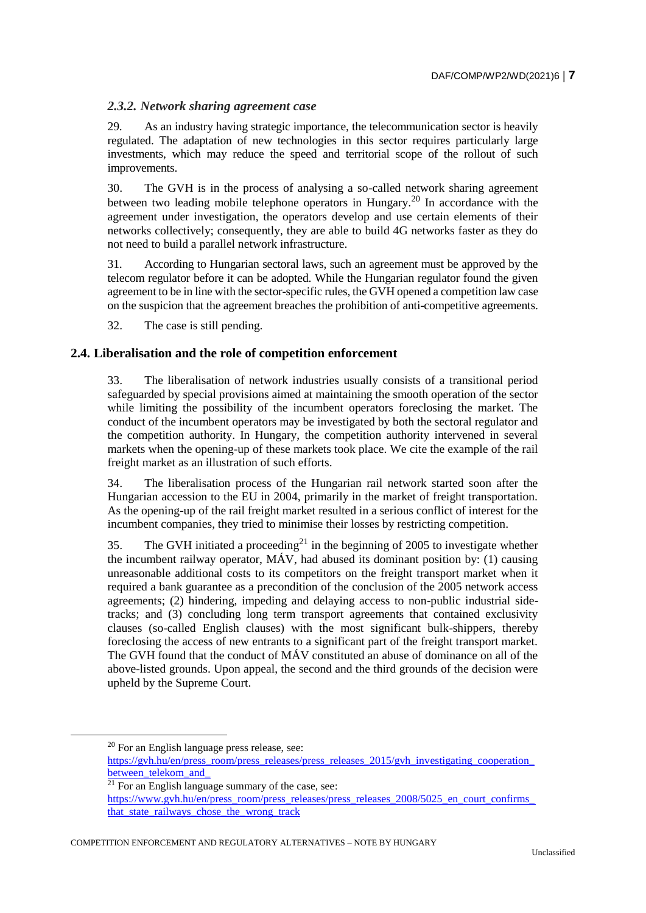### *2.3.2. Network sharing agreement case*

29. As an industry having strategic importance, the telecommunication sector is heavily regulated. The adaptation of new technologies in this sector requires particularly large investments, which may reduce the speed and territorial scope of the rollout of such improvements.

30. The GVH is in the process of analysing a so-called network sharing agreement between two leading mobile telephone operators in Hungary.[20] In accordance with the agreement under investigation, the operators develop and use certain elements of their networks collectively; consequently, they are able to build 4G networks faster as they do not need to build a parallel network infrastructure.

31. According to Hungarian sectoral laws, such an agreement must be approved by the telecom regulator before it can be adopted. While the Hungarian regulator found the given agreement to be in line with the sector-specific rules, the GVH opened a competition law case on the suspicion that the agreement breaches the prohibition of anti-competitive agreements.

32. The case is still pending.

## 2.4. Liberalisation and the role of competition enforcement

33. The liberalisation of network industries usually consists of a transitional period safeguarded by special provisions aimed at maintaining the smooth operation of the sector while limiting the possibility of the incumbent operators foreclosing the market. The conduct of the incumbent operators may be investigated by both the sectoral regulator and the competition authority. In Hungary, the competition authority intervened in several markets when the opening-up of these markets took place. We cite the example of the rail freight market as an illustration of such efforts.

34. The liberalisation process of the Hungarian rail network started soon after the Hungarian accession to the EU in 2004, primarily in the market of freight transportation. As the opening-up of the rail freight market resulted in a serious conflict of interest for the incumbent companies, they tried to minimise their losses by restricting competition.

35. The GVH initiated a proceeding[21] in the beginning of 2005 to investigate whether the incumbent railway operator, MÁV, had abused its dominant position by: (1) causing unreasonable additional costs to its competitors on the freight transport market when it required a bank guarantee as a precondition of the conclusion of the 2005 network access agreements; (2) hindering, impeding and delaying access to non-public industrial side-tracks; and (3) concluding long term transport agreements that contained exclusivity clauses (so-called English clauses) with the most significant bulk-shippers, thereby foreclosing the access of new entrants to a significant part of the freight transport market. The GVH found that the conduct of MÁV constituted an abuse of dominance on all of the above-listed grounds. Upon appeal, the second and the third grounds of the decision were upheld by the Supreme Court.

---

[20] For an English language press release, see: https://gvh.hu/en/press_room/press_releases/press_releases_2015/gvh_investigating_cooperation_between_telekom_and_

[21] For an English language summary of the case, see: https://www.gvh.hu/en/press_room/press_releases/press_releases_2008/5025_en_court_confirms_that_state_railways_chose_the_wrong_track